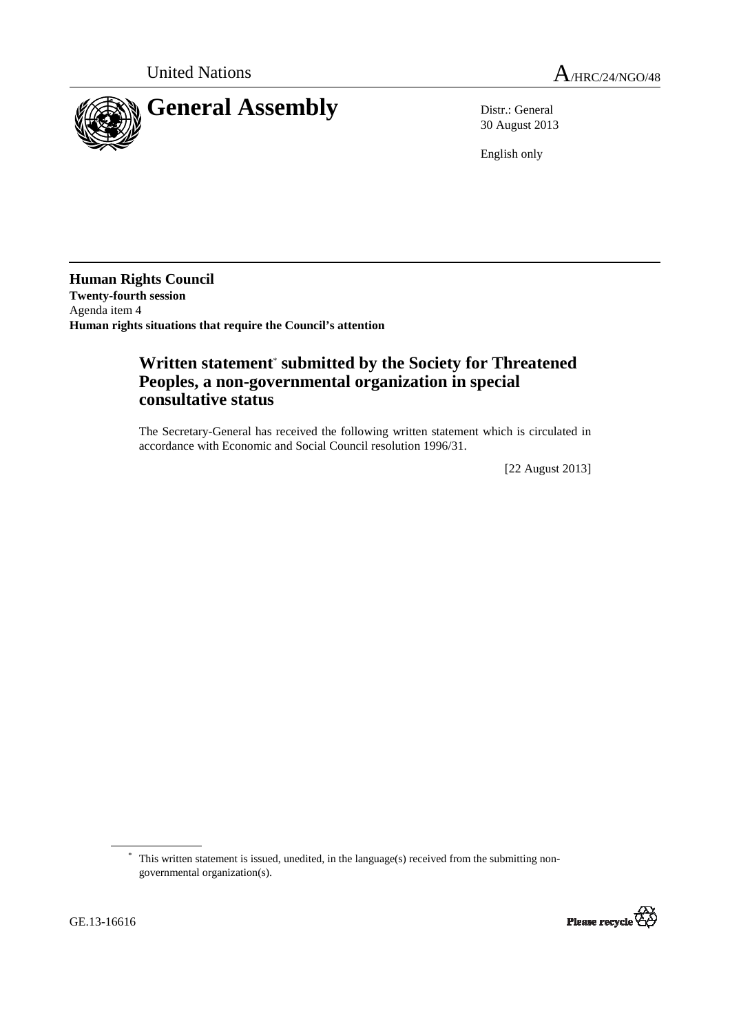United Nations A/HRC/24/NGO/48

# General Assembly

Distr.: General
30 August 2013

English only

**Human Rights Council**
**Twenty-fourth session**
Agenda item 4
**Human rights situations that require the Council's attention**

## Written statement* submitted by the Society for Threatened Peoples, a non-governmental organization in special consultative status

The Secretary-General has received the following written statement which is circulated in accordance with Economic and Social Council resolution 1996/31.

[22 August 2013]

* This written statement is issued, unedited, in the language(s) received from the submitting non-governmental organization(s).

GE.13-16616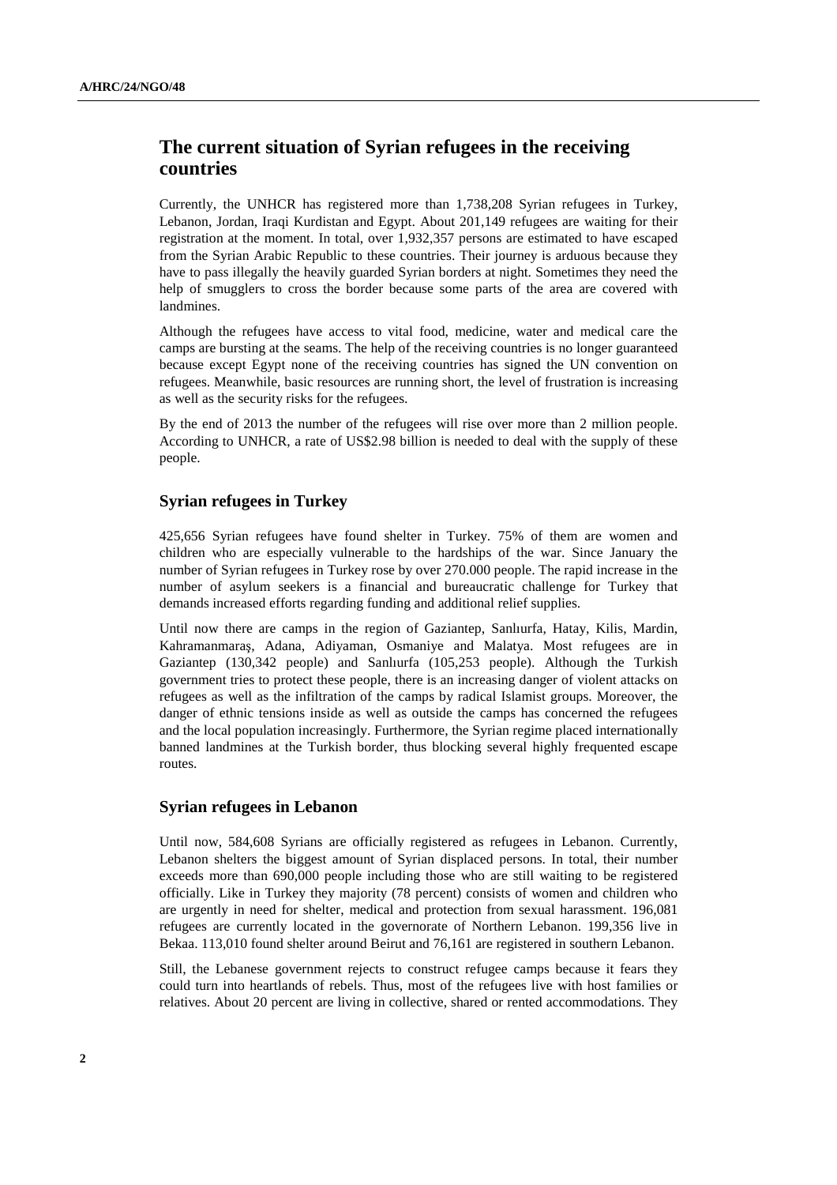## The current situation of Syrian refugees in the receiving countries

Currently, the UNHCR has registered more than 1,738,208 Syrian refugees in Turkey, Lebanon, Jordan, Iraqi Kurdistan and Egypt. About 201,149 refugees are waiting for their registration at the moment. In total, over 1,932,357 persons are estimated to have escaped from the Syrian Arabic Republic to these countries. Their journey is arduous because they have to pass illegally the heavily guarded Syrian borders at night. Sometimes they need the help of smugglers to cross the border because some parts of the area are covered with landmines.

Although the refugees have access to vital food, medicine, water and medical care the camps are bursting at the seams. The help of the receiving countries is no longer guaranteed because except Egypt none of the receiving countries has signed the UN convention on refugees. Meanwhile, basic resources are running short, the level of frustration is increasing as well as the security risks for the refugees.

By the end of 2013 the number of the refugees will rise over more than 2 million people. According to UNHCR, a rate of US$2.98 billion is needed to deal with the supply of these people.

### Syrian refugees in Turkey

425,656 Syrian refugees have found shelter in Turkey. 75% of them are women and children who are especially vulnerable to the hardships of the war. Since January the number of Syrian refugees in Turkey rose by over 270.000 people. The rapid increase in the number of asylum seekers is a financial and bureaucratic challenge for Turkey that demands increased efforts regarding funding and additional relief supplies.

Until now there are camps in the region of Gaziantep, Sanlıurfa, Hatay, Kilis, Mardin, Kahramanmaraş, Adana, Adiyaman, Osmaniye and Malatya. Most refugees are in Gaziantep (130,342 people) and Sanlıurfa (105,253 people). Although the Turkish government tries to protect these people, there is an increasing danger of violent attacks on refugees as well as the infiltration of the camps by radical Islamist groups. Moreover, the danger of ethnic tensions inside as well as outside the camps has concerned the refugees and the local population increasingly. Furthermore, the Syrian regime placed internationally banned landmines at the Turkish border, thus blocking several highly frequented escape routes.

### Syrian refugees in Lebanon

Until now, 584,608 Syrians are officially registered as refugees in Lebanon. Currently, Lebanon shelters the biggest amount of Syrian displaced persons. In total, their number exceeds more than 690,000 people including those who are still waiting to be registered officially. Like in Turkey they majority (78 percent) consists of women and children who are urgently in need for shelter, medical and protection from sexual harassment. 196,081 refugees are currently located in the governorate of Northern Lebanon. 199,356 live in Bekaa. 113,010 found shelter around Beirut and 76,161 are registered in southern Lebanon.

Still, the Lebanese government rejects to construct refugee camps because it fears they could turn into heartlands of rebels. Thus, most of the refugees live with host families or relatives. About 20 percent are living in collective, shared or rented accommodations. They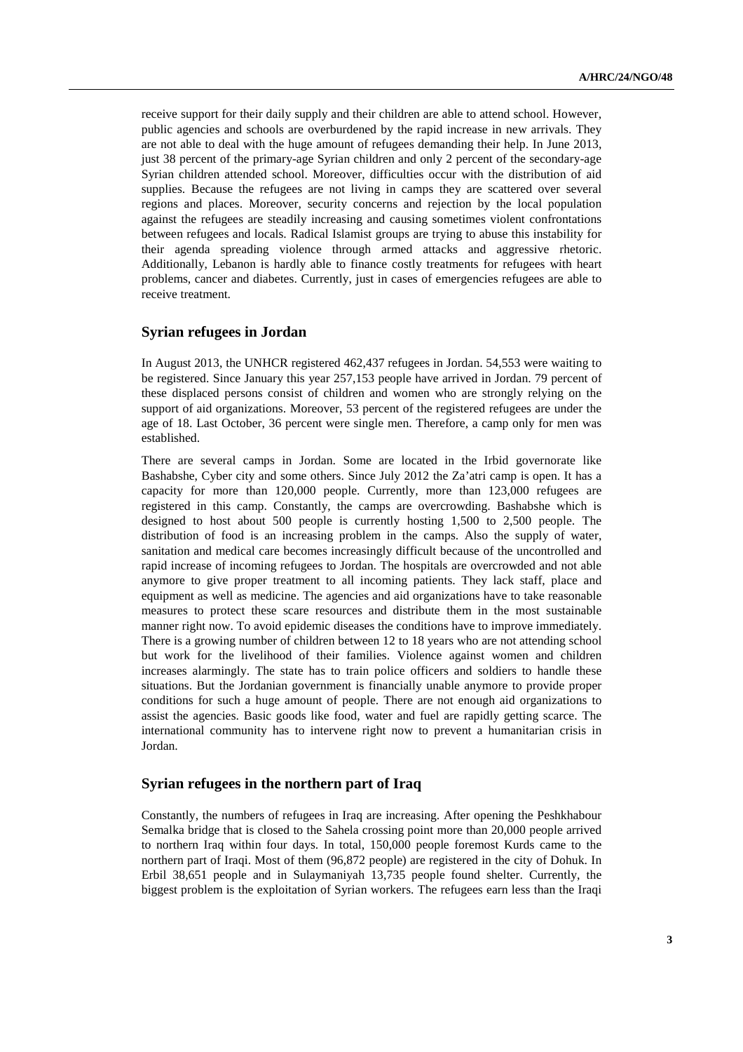receive support for their daily supply and their children are able to attend school. However, public agencies and schools are overburdened by the rapid increase in new arrivals. They are not able to deal with the huge amount of refugees demanding their help. In June 2013, just 38 percent of the primary-age Syrian children and only 2 percent of the secondary-age Syrian children attended school. Moreover, difficulties occur with the distribution of aid supplies. Because the refugees are not living in camps they are scattered over several regions and places. Moreover, security concerns and rejection by the local population against the refugees are steadily increasing and causing sometimes violent confrontations between refugees and locals. Radical Islamist groups are trying to abuse this instability for their agenda spreading violence through armed attacks and aggressive rhetoric. Additionally, Lebanon is hardly able to finance costly treatments for refugees with heart problems, cancer and diabetes. Currently, just in cases of emergencies refugees are able to receive treatment.

## Syrian refugees in Jordan

In August 2013, the UNHCR registered 462,437 refugees in Jordan. 54,553 were waiting to be registered. Since January this year 257,153 people have arrived in Jordan. 79 percent of these displaced persons consist of children and women who are strongly relying on the support of aid organizations. Moreover, 53 percent of the registered refugees are under the age of 18. Last October, 36 percent were single men. Therefore, a camp only for men was established.

There are several camps in Jordan. Some are located in the Irbid governorate like Bashabshe, Cyber city and some others. Since July 2012 the Za'atri camp is open. It has a capacity for more than 120,000 people. Currently, more than 123,000 refugees are registered in this camp. Constantly, the camps are overcrowding. Bashabshe which is designed to host about 500 people is currently hosting 1,500 to 2,500 people. The distribution of food is an increasing problem in the camps. Also the supply of water, sanitation and medical care becomes increasingly difficult because of the uncontrolled and rapid increase of incoming refugees to Jordan. The hospitals are overcrowded and not able anymore to give proper treatment to all incoming patients. They lack staff, place and equipment as well as medicine. The agencies and aid organizations have to take reasonable measures to protect these scare resources and distribute them in the most sustainable manner right now. To avoid epidemic diseases the conditions have to improve immediately. There is a growing number of children between 12 to 18 years who are not attending school but work for the livelihood of their families. Violence against women and children increases alarmingly. The state has to train police officers and soldiers to handle these situations. But the Jordanian government is financially unable anymore to provide proper conditions for such a huge amount of people. There are not enough aid organizations to assist the agencies. Basic goods like food, water and fuel are rapidly getting scarce. The international community has to intervene right now to prevent a humanitarian crisis in Jordan.

## Syrian refugees in the northern part of Iraq

Constantly, the numbers of refugees in Iraq are increasing. After opening the Peshkhabour Semalka bridge that is closed to the Sahela crossing point more than 20,000 people arrived to northern Iraq within four days. In total, 150,000 people foremost Kurds came to the northern part of Iraqi. Most of them (96,872 people) are registered in the city of Dohuk. In Erbil 38,651 people and in Sulaymaniyah 13,735 people found shelter. Currently, the biggest problem is the exploitation of Syrian workers. The refugees earn less than the Iraqi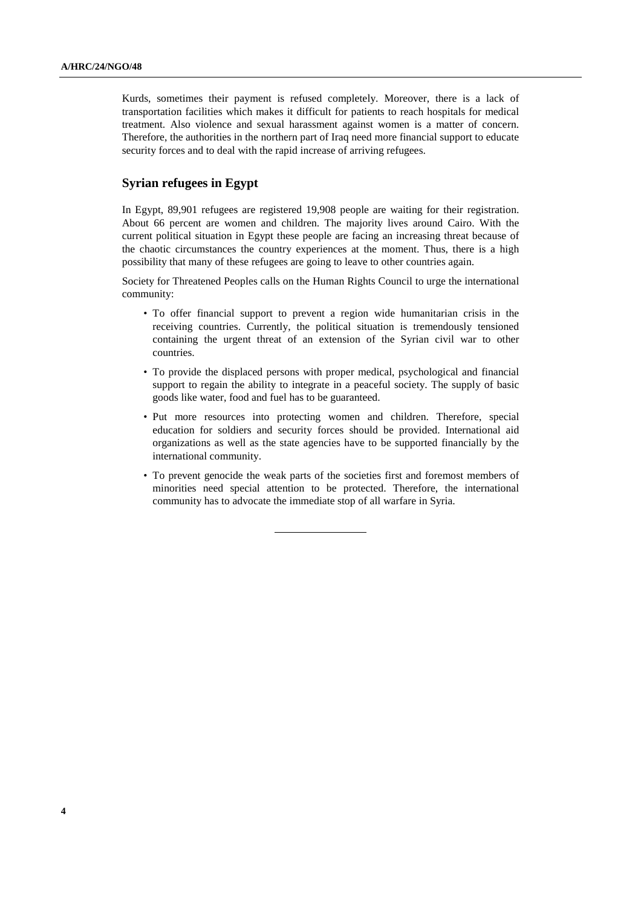Kurds, sometimes their payment is refused completely. Moreover, there is a lack of transportation facilities which makes it difficult for patients to reach hospitals for medical treatment. Also violence and sexual harassment against women is a matter of concern. Therefore, the authorities in the northern part of Iraq need more financial support to educate security forces and to deal with the rapid increase of arriving refugees.

## Syrian refugees in Egypt

In Egypt, 89,901 refugees are registered 19,908 people are waiting for their registration. About 66 percent are women and children. The majority lives around Cairo. With the current political situation in Egypt these people are facing an increasing threat because of the chaotic circumstances the country experiences at the moment. Thus, there is a high possibility that many of these refugees are going to leave to other countries again.

Society for Threatened Peoples calls on the Human Rights Council to urge the international community:

- To offer financial support to prevent a region wide humanitarian crisis in the receiving countries. Currently, the political situation is tremendously tensioned containing the urgent threat of an extension of the Syrian civil war to other countries.
- To provide the displaced persons with proper medical, psychological and financial support to regain the ability to integrate in a peaceful society. The supply of basic goods like water, food and fuel has to be guaranteed.
- Put more resources into protecting women and children. Therefore, special education for soldiers and security forces should be provided. International aid organizations as well as the state agencies have to be supported financially by the international community.
- To prevent genocide the weak parts of the societies first and foremost members of minorities need special attention to be protected. Therefore, the international community has to advocate the immediate stop of all warfare in Syria.